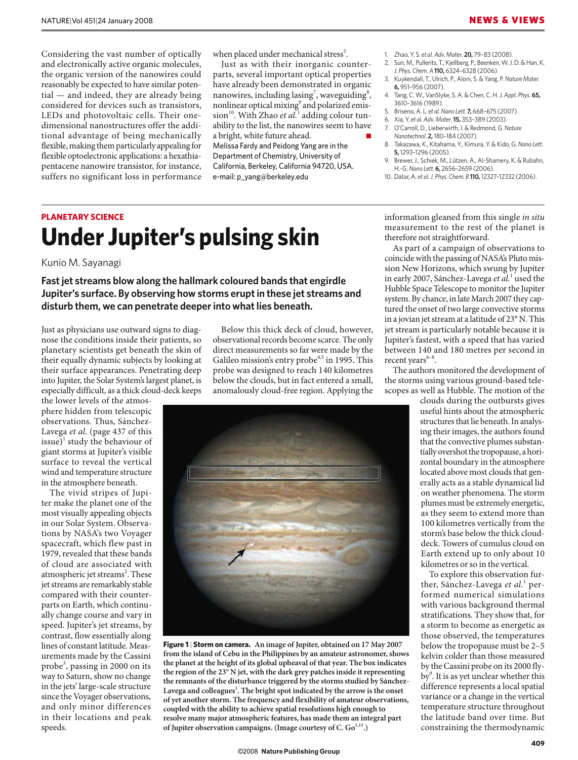Considering the vast number of optically and electronically active organic molecules, the organic version of the nanowires could reasonably be expected to have similar potential — and indeed, they are already being considered for devices such as transistors, LEDs and photovoltaic cells. Their one-dimensional nanostructures offer the additional advantage of being mechanically flexible, making them particularly appealing for flexible optoelectronic applications: a hexathiapentacene nanowire transistor, for instance, suffers no significant loss in performance when placed under mechanical stress[5].

Just as with their inorganic counterparts, several important optical properties have already been demonstrated in organic nanowires, including lasing[7], waveguiding[8], nonlinear optical mixing[9] and polarized emission[10]. With Zhao *et al.*[1] adding colour tunability to the list, the nanowires seem to have a bright, white future ahead.

**Melissa Fardy and Peidong Yang are in the Department of Chemistry, University of California, Berkeley, California 94720, USA.**
**e-mail: p_yang@berkeley.edu**

1. Zhao, Y. S. *et al. Adv. Mater.* **20,** 79–83 (2008).
2. Sun, M., Pullerits, T., Kjellberg, P., Beenken, W. J. D. & Han, K. *J. Phys. Chem. A* **110,** 6324–6328 (2006).
3. Kuykendall, T., Ulrich, P., Aloni, S. & Yang, P. *Nature Mater.* **6,** 951–956 (2007).
4. Tang, C. W., VanSlyke, S. A. & Chen, C. H. *J. Appl. Phys.* **65,** 3610–3616 (1989).
5. Briseno, A. L. *et al. Nano Lett.* **7,** 668–675 (2007).
6. Xia, Y. *et al. Adv. Mater.* **15,** 353–389 (2003).
7. O'Carroll, D., Lieberwirth, I. & Redmond, G. *Nature Nanotechnol.* **2,** 180–184 (2007).
8. Takazawa, K., Kitahama, Y., Kimura, Y. & Kido, G. *Nano Lett.* **5,** 1293–1296 (2005).
9. Brewer, J., Schiek, M., Lützen, A., Al-Shamery, K. & Rubahn, H.-G. *Nano Lett.* **6,** 2656–2659 (2006).
10. Datar, A. *et al. J. Phys. Chem. B* **110,** 12327–12332 (2006).

PLANETARY SCIENCE

# Under Jupiter's pulsing skin

Kunio M. Sayanagi

**Fast jet streams blow along the hallmark coloured bands that engirdle Jupiter's surface. By observing how storms erupt in these jet streams and disturb them, we can penetrate deeper into what lies beneath.**

Just as physicians use outward signs to diagnose the conditions inside their patients, so planetary scientists get beneath the skin of their equally dynamic subjects by looking at their surface appearances. Penetrating deep into Jupiter, the Solar System's largest planet, is especially difficult, as a thick cloud-deck keeps the lower levels of the atmosphere hidden from telescopic observations. Thus, Sánchez-Lavega *et al.* (page 437 of this issue)[1] study the behaviour of giant storms at Jupiter's visible surface to reveal the vertical wind and temperature structure in the atmosphere beneath.

The vivid stripes of Jupiter make the planet one of the most visually appealing objects in our Solar System. Observations by NASA's two Voyager spacecraft, which flew past in 1979, revealed that these bands of cloud are associated with atmospheric jet streams[2]. These jet streams are remarkably stable compared with their counterparts on Earth, which continually change course and vary in speed. Jupiter's jet streams, by contrast, flow essentially along lines of constant latitude. Measurements made by the Cassini probe[3], passing in 2000 on its way to Saturn, show no change in the jets' large-scale structure since the Voyager observations, and only minor differences in their locations and peak speeds.

Below this thick deck of cloud, however, observational records become scarce. The only direct measurements so far were made by the Galileo mission's entry probe[4,5] in 1995. This probe was designed to reach 140 kilometres below the clouds, but in fact entered a small, anomalously cloud-free region. Applying the information gleaned from this single *in situ* measurement to the rest of the planet is therefore not straightforward.

**Figure 1 | Storm on camera. An image of Jupiter, obtained on 17 May 2007 from the island of Cebu in the Philippines by an amateur astronomer, shows the planet at the height of its global upheaval of that year. The box indicates the region of the 23° N jet, with the dark grey patches inside it representing the remnants of the disturbance triggered by the storms studied by Sánchez-Lavega and colleagues[1]. The bright spot indicated by the arrow is the onset of yet another storm. The frequency and flexibility of amateur observations, coupled with the ability to achieve spatial resolutions high enough to resolve many major atmospheric features, has made them an integral part of Jupiter observation campaigns. (Image courtesy of C. Go[1,13].)**

As part of a campaign of observations to coincide with the passing of NASA's Pluto mission New Horizons, which swung by Jupiter in early 2007, Sánchez-Lavega *et al.*[1] used the Hubble Space Telescope to monitor the Jupiter system. By chance, in late March 2007 they captured the onset of two large convective storms in a jovian jet stream at a latitude of 23° N. This jet stream is particularly notable because it is Jupiter's fastest, with a speed that has varied between 140 and 180 metres per second in recent years[6–8].

The authors monitored the development of the storms using various ground-based telescopes as well as Hubble. The motion of the clouds during the outbursts gives useful hints about the atmospheric structures that lie beneath. In analysing their images, the authors found that the convective plumes substantially overshot the tropopause, a horizontal boundary in the atmosphere located above most clouds that generally acts as a stable dynamical lid on weather phenomena. The storm plumes must be extremely energetic, as they seem to extend more than 100 kilometres vertically from the storm's base below the thick cloud-deck. Towers of cumulus cloud on Earth extend up to only about 10 kilometres or so in the vertical.

To explore this observation further, Sánchez-Lavega *et al.*[1] performed numerical simulations with various background thermal stratifications. They show that, for a storm to become as energetic as those observed, the temperatures below the tropopause must be 2–5 kelvin colder than those measured by the Cassini probe on its 2000 flyby[9]. It is as yet unclear whether this difference represents a local spatial variance or a change in the vertical temperature structure throughout the latitude band over time. But constraining the thermodynamic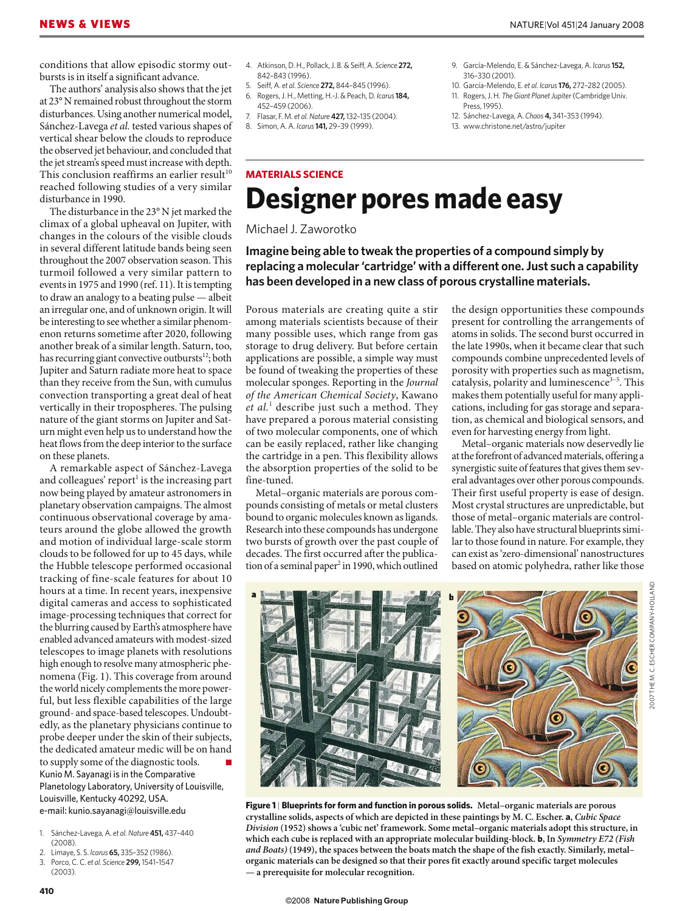conditions that allow episodic stormy outbursts is in itself a significant advance.

The authors' analysis also shows that the jet at 23° N remained robust throughout the storm disturbances. Using another numerical model, Sánchez-Lavega *et al.* tested various shapes of vertical shear below the clouds to reproduce the observed jet behaviour, and concluded that the jet stream's speed must increase with depth. This conclusion reaffirms an earlier result[10] reached following studies of a very similar disturbance in 1990.

The disturbance in the 23° N jet marked the climax of a global upheaval on Jupiter, with changes in the colours of the visible clouds in several different latitude bands being seen throughout the 2007 observation season. This turmoil followed a very similar pattern to events in 1975 and 1990 (ref. 11). It is tempting to draw an analogy to a beating pulse — albeit an irregular one, and of unknown origin. It will be interesting to see whether a similar phenomenon returns sometime after 2020, following another break of a similar length. Saturn, too, has recurring giant convective outbursts[12]; both Jupiter and Saturn radiate more heat to space than they receive from the Sun, with cumulus convection transporting a great deal of heat vertically in their tropospheres. The pulsing nature of the giant storms on Jupiter and Saturn might even help us to understand how the heat flows from the deep interior to the surface on these planets.

A remarkable aspect of Sánchez-Lavega and colleagues' report[1] is the increasing part now being played by amateur astronomers in planetary observation campaigns. The almost continuous observational coverage by amateurs around the globe allowed the growth and motion of individual large-scale storm clouds to be followed for up to 45 days, while the Hubble telescope performed occasional tracking of fine-scale features for about 10 hours at a time. In recent years, inexpensive digital cameras and access to sophisticated image-processing techniques that correct for the blurring caused by Earth's atmosphere have enabled advanced amateurs with modest-sized telescopes to image planets with resolutions high enough to resolve many atmospheric phenomena (Fig. 1). This coverage from around the world nicely complements the more powerful, but less flexible capabilities of the large ground- and space-based telescopes. Undoubtedly, as the planetary physicians continue to probe deeper under the skin of their subjects, the dedicated amateur medic will be on hand to supply some of the diagnostic tools. ■

Kunio M. Sayanagi is in the Comparative Planetology Laboratory, University of Louisville, Louisville, Kentucky 40292, USA.
e-mail: kunio.sayanagi@louisville.edu

1. Sánchez-Lavega, A. *et al.* *Nature* **451,** 437–440 (2008).
2. Limaye, S. S. *Icarus* **65,** 335–352 (1986).
3. Porco, C. C. *et al.* *Science* **299,** 1541–1547 (2003).
4. Atkinson, D. H., Pollack, J. B. & Seiff, A. *Science* **272,** 842–843 (1996).
5. Seiff, A. *et al.* *Science* **272,** 844–845 (1996).
6. Rogers, J. H., Metting, H.-J. & Peach, D. *Icarus* **184,** 452–459 (2006).
7. Flasar, F. M. *et al.* *Nature* **427,** 132–135 (2004).
8. Simon, A. A. *Icarus* **141,** 29–39 (1999).
9. García-Melendo, E. & Sánchez-Lavega, A. *Icarus* **152,** 316–330 (2001).
10. García-Melendo, E. *et al.* *Icarus* **176,** 272–282 (2005).
11. Rogers, J. H. *The Giant Planet Jupiter* (Cambridge Univ. Press, 1995).
12. Sánchez-Lavega, A. *Chaos* **4,** 341–353 (1994).
13. www.christone.net/astro/jupiter

## MATERIALS SCIENCE

# Designer pores made easy

Michael J. Zaworotko

**Imagine being able to tweak the properties of a compound simply by replacing a molecular 'cartridge' with a different one. Just such a capability has been developed in a new class of porous crystalline materials.**

Porous materials are creating quite a stir among materials scientists because of their many possible uses, which range from gas storage to drug delivery. But before certain applications are possible, a simple way must be found of tweaking the properties of these molecular sponges. Reporting in the *Journal of the American Chemical Society*, Kawano *et al.*[1] describe just such a method. They have prepared a porous material consisting of two molecular components, one of which can be easily replaced, rather like changing the cartridge in a pen. This flexibility allows the absorption properties of the solid to be fine-tuned.

Metal–organic materials are porous compounds consisting of metals or metal clusters bound to organic molecules known as ligands. Research into these compounds has undergone two bursts of growth over the past couple of decades. The first occurred after the publication of a seminal paper[2] in 1990, which outlined the design opportunities these compounds present for controlling the arrangements of atoms in solids. The second burst occurred in the late 1990s, when it became clear that such compounds combine unprecedented levels of porosity with properties such as magnetism, catalysis, polarity and luminescence[3–5]. This makes them potentially useful for many applications, including for gas storage and separation, as chemical and biological sensors, and even for harvesting energy from light.

Metal–organic materials now deservedly lie at the forefront of advanced materials, offering a synergistic suite of features that gives them several advantages over other porous compounds. Their first useful property is ease of design. Most crystal structures are unpredictable, but those of metal–organic materials are controllable. They also have structural blueprints similar to those found in nature. For example, they can exist as 'zero-dimensional' nanostructures based on atomic polyhedra, rather like those

**Figure 1 | Blueprints for form and function in porous solids.** **Metal–organic materials are porous crystalline solids, aspects of which are depicted in these paintings by M. C. Escher. a,** ***Cubic Space Division*** **(1952) shows a 'cubic net' framework. Some metal–organic materials adopt this structure, in which each cube is replaced with an appropriate molecular building-block. b, In** ***Symmetry E72 (Fish and Boats)*** **(1949), the spaces between the boats match the shape of the fish exactly. Similarly, metal–organic materials can be designed so that their pores fit exactly around specific target molecules — a prerequisite for molecular recognition.**

2007 THE M. C. ESCHER COMPANY-HOLLAND